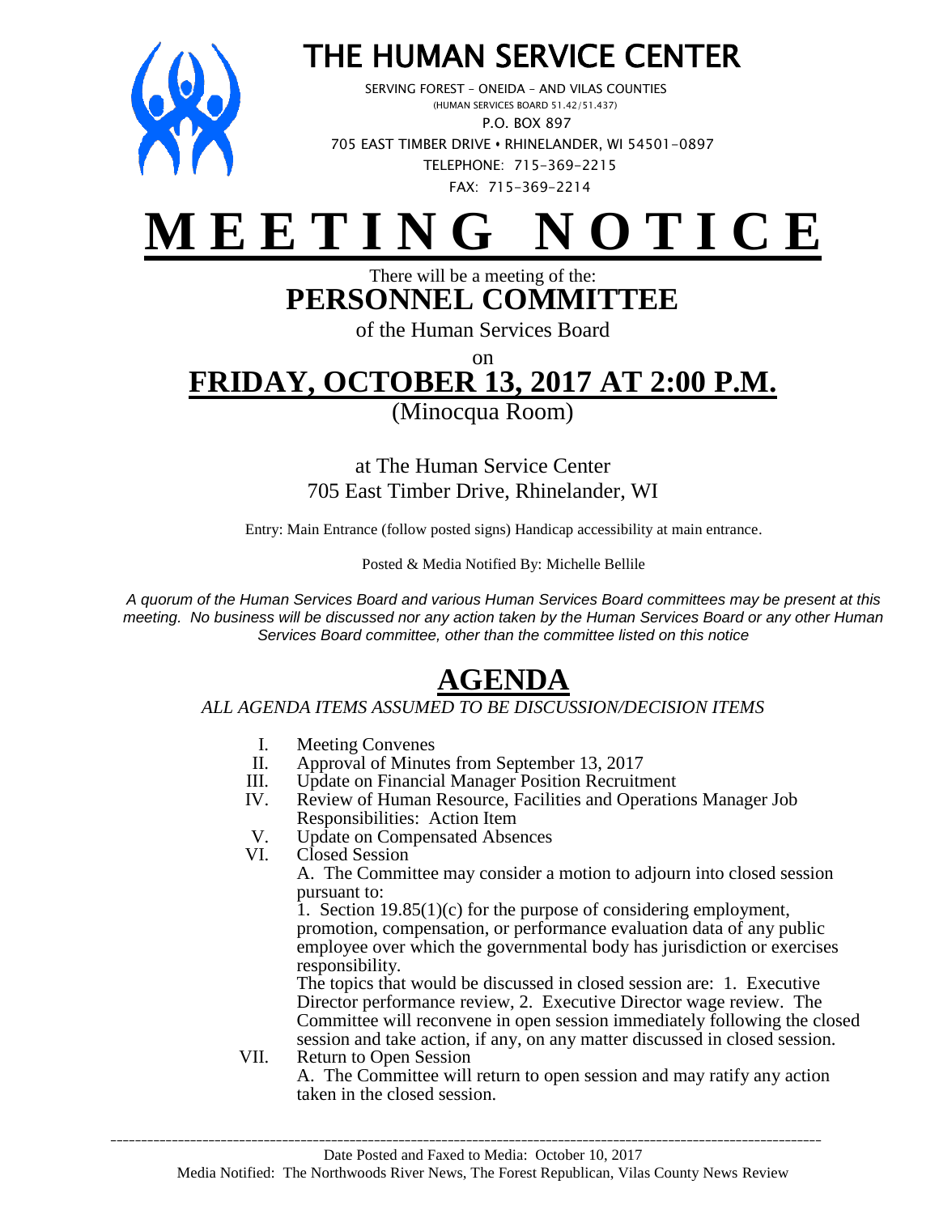# THE HUMAN SERVICE CENTER

SERVING FOREST – ONEIDA – AND VILAS COUNTIES
(HUMAN SERVICES BOARD 51.42/51.437)
P.O. BOX 897
705 EAST TIMBER DRIVE • RHINELANDER, WI 54501-0897
TELEPHONE: 715-369-2215
FAX: 715-369-2214

# MEETING NOTICE

There will be a meeting of the:

## PERSONNEL COMMITTEE

of the Human Services Board

on

## FRIDAY, OCTOBER 13, 2017 AT 2:00 P.M.

(Minocqua Room)

at The Human Service Center
705 East Timber Drive, Rhinelander, WI

Entry: Main Entrance (follow posted signs) Handicap accessibility at main entrance.

Posted & Media Notified By: Michelle Bellile

*A quorum of the Human Services Board and various Human Services Board committees may be present at this meeting. No business will be discussed nor any action taken by the Human Services Board or any other Human Services Board committee, other than the committee listed on this notice*

## AGENDA

*ALL AGENDA ITEMS ASSUMED TO BE DISCUSSION/DECISION ITEMS*

I. Meeting Convenes

II. Approval of Minutes from September 13, 2017

III. Update on Financial Manager Position Recruitment

IV. Review of Human Resource, Facilities and Operations Manager Job Responsibilities: Action Item

V. Update on Compensated Absences

VI. Closed Session

A. The Committee may consider a motion to adjourn into closed session pursuant to:

1. Section 19.85(1)(c) for the purpose of considering employment, promotion, compensation, or performance evaluation data of any public employee over which the governmental body has jurisdiction or exercises responsibility.

The topics that would be discussed in closed session are: 1. Executive Director performance review, 2. Executive Director wage review. The Committee will reconvene in open session immediately following the closed session and take action, if any, on any matter discussed in closed session.

VII. Return to Open Session

A. The Committee will return to open session and may ratify any action taken in the closed session.

---

Date Posted and Faxed to Media: October 10, 2017
Media Notified: The Northwoods River News, The Forest Republican, Vilas County News Review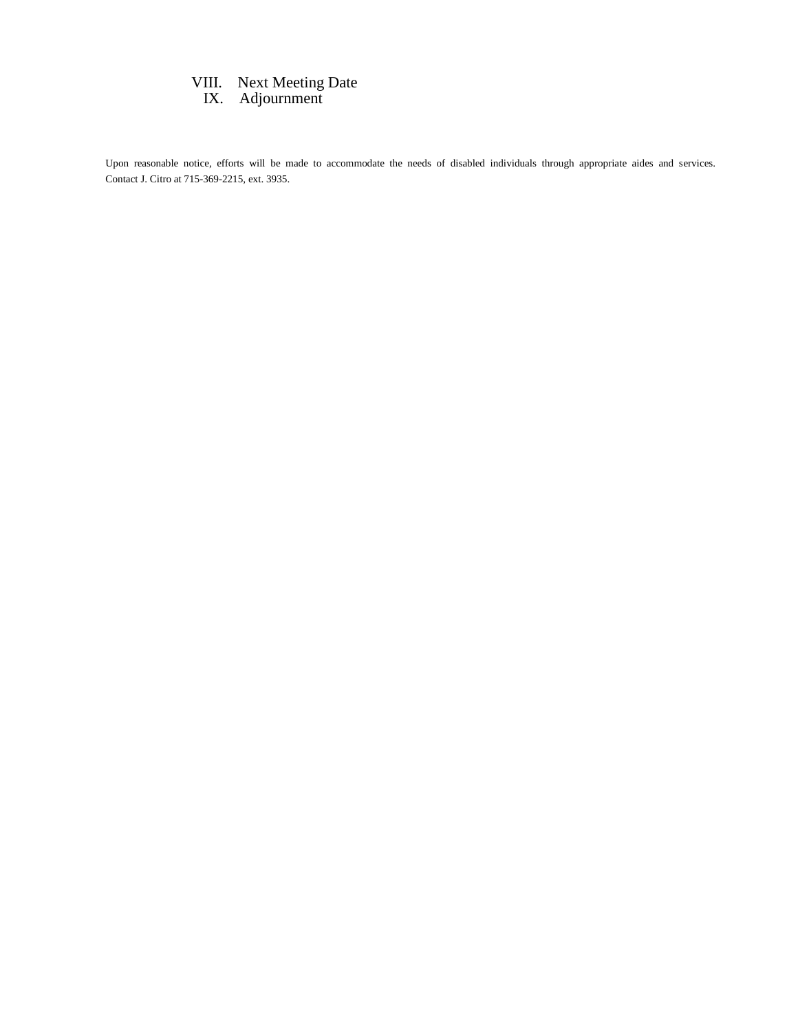VIII. Next Meeting Date
IX. Adjournment

Upon reasonable notice, efforts will be made to accommodate the needs of disabled individuals through appropriate aides and services. Contact J. Citro at 715-369-2215, ext. 3935.